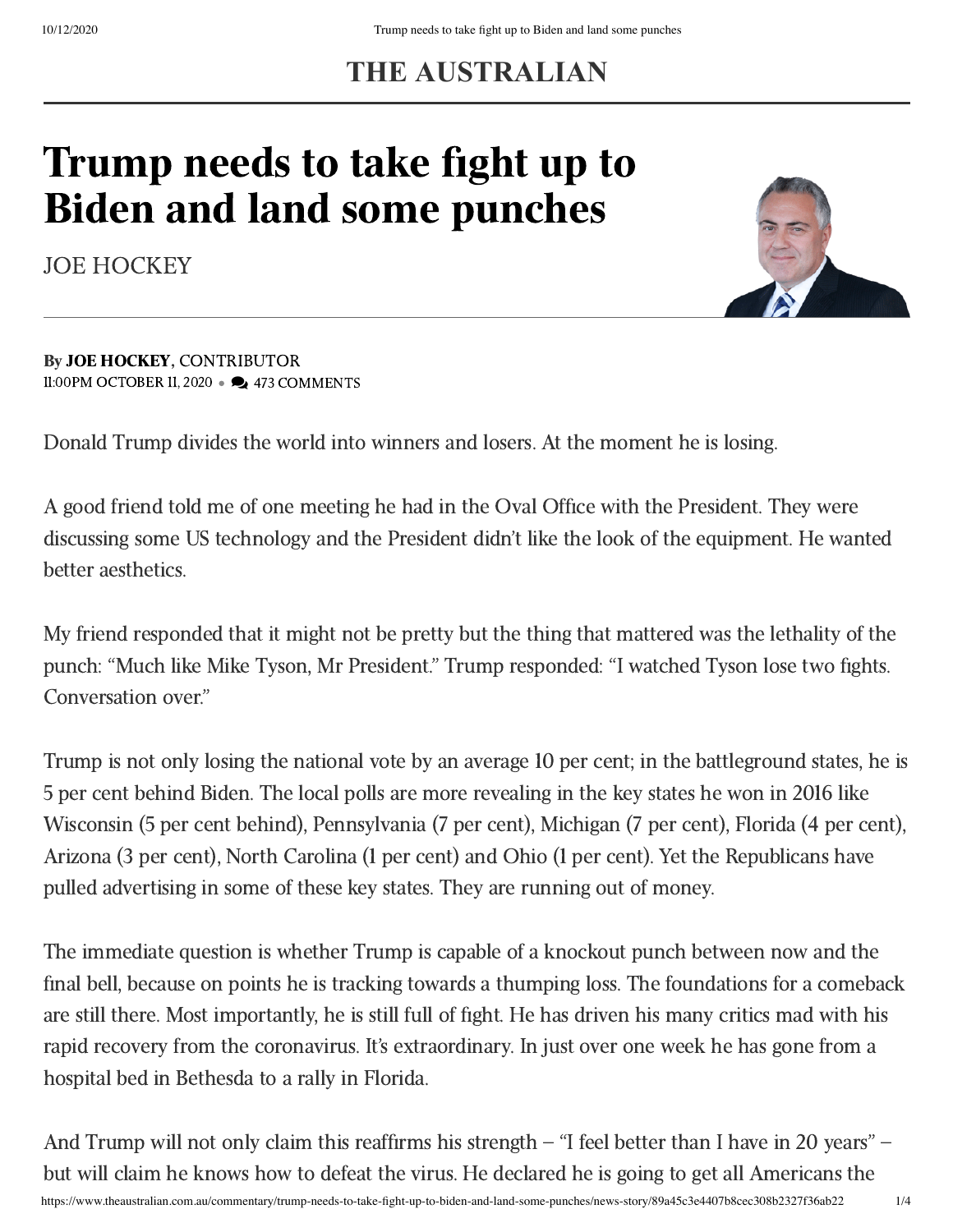# THE AUSTRALIAN

# Trump needs to take fight up to Biden and land some punches

JOE HOCKEY

By **JOE HOCKEY**, CONTRIBUTOR
11:00PM OCTOBER 11, 2020 • 473 COMMENTS

Donald Trump divides the world into winners and losers. At the moment he is losing.

A good friend told me of one meeting he had in the Oval Office with the President. They were discussing some US technology and the President didn't like the look of the equipment. He wanted better aesthetics.

My friend responded that it might not be pretty but the thing that mattered was the lethality of the punch: "Much like Mike Tyson, Mr President." Trump responded: "I watched Tyson lose two fights. Conversation over."

Trump is not only losing the national vote by an average 10 per cent; in the battleground states, he is 5 per cent behind Biden. The local polls are more revealing in the key states he won in 2016 like Wisconsin (5 per cent behind), Pennsylvania (7 per cent), Michigan (7 per cent), Florida (4 per cent), Arizona (3 per cent), North Carolina (1 per cent) and Ohio (1 per cent). Yet the Republicans have pulled advertising in some of these key states. They are running out of money.

The immediate question is whether Trump is capable of a knockout punch between now and the final bell, because on points he is tracking towards a thumping loss. The foundations for a comeback are still there. Most importantly, he is still full of fight. He has driven his many critics mad with his rapid recovery from the coronavirus. It's extraordinary. In just over one week he has gone from a hospital bed in Bethesda to a rally in Florida.

And Trump will not only claim this reaffirms his strength – "I feel better than I have in 20 years" – but will claim he knows how to defeat the virus. He declared he is going to get all Americans the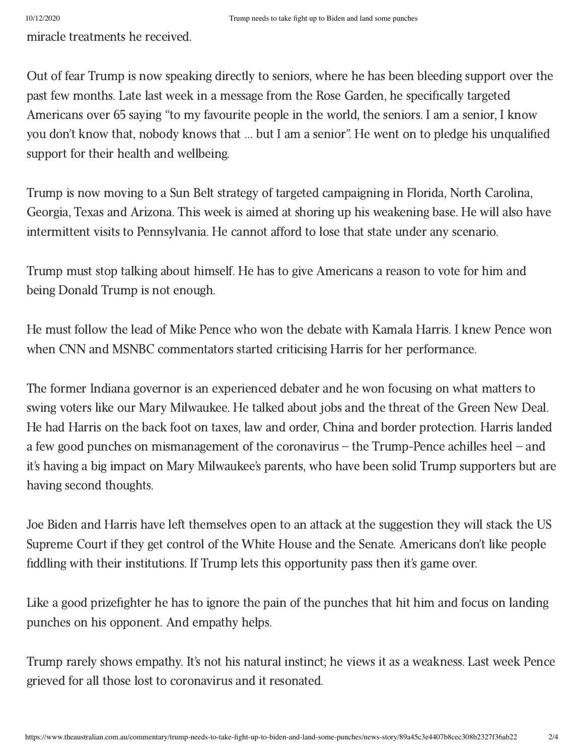miracle treatments he received.

Out of fear Trump is now speaking directly to seniors, where he has been bleeding support over the past few months. Late last week in a message from the Rose Garden, he specifically targeted Americans over 65 saying "to my favourite people in the world, the seniors. I am a senior, I know you don't know that, nobody knows that … but I am a senior". He went on to pledge his unqualified support for their health and wellbeing.

Trump is now moving to a Sun Belt strategy of targeted campaigning in Florida, North Carolina, Georgia, Texas and Arizona. This week is aimed at shoring up his weakening base. He will also have intermittent visits to Pennsylvania. He cannot afford to lose that state under any scenario.

Trump must stop talking about himself. He has to give Americans a reason to vote for him and being Donald Trump is not enough.

He must follow the lead of Mike Pence who won the debate with Kamala Harris. I knew Pence won when CNN and MSNBC commentators started criticising Harris for her performance.

The former Indiana governor is an experienced debater and he won focusing on what matters to swing voters like our Mary Milwaukee. He talked about jobs and the threat of the Green New Deal. He had Harris on the back foot on taxes, law and order, China and border protection. Harris landed a few good punches on mismanagement of the coronavirus – the Trump-Pence achilles heel – and it's having a big impact on Mary Milwaukee's parents, who have been solid Trump supporters but are having second thoughts.

Joe Biden and Harris have left themselves open to an attack at the suggestion they will stack the US Supreme Court if they get control of the White House and the Senate. Americans don't like people fiddling with their institutions. If Trump lets this opportunity pass then it's game over.

Like a good prizefighter he has to ignore the pain of the punches that hit him and focus on landing punches on his opponent. And empathy helps.

Trump rarely shows empathy. It's not his natural instinct; he views it as a weakness. Last week Pence grieved for all those lost to coronavirus and it resonated.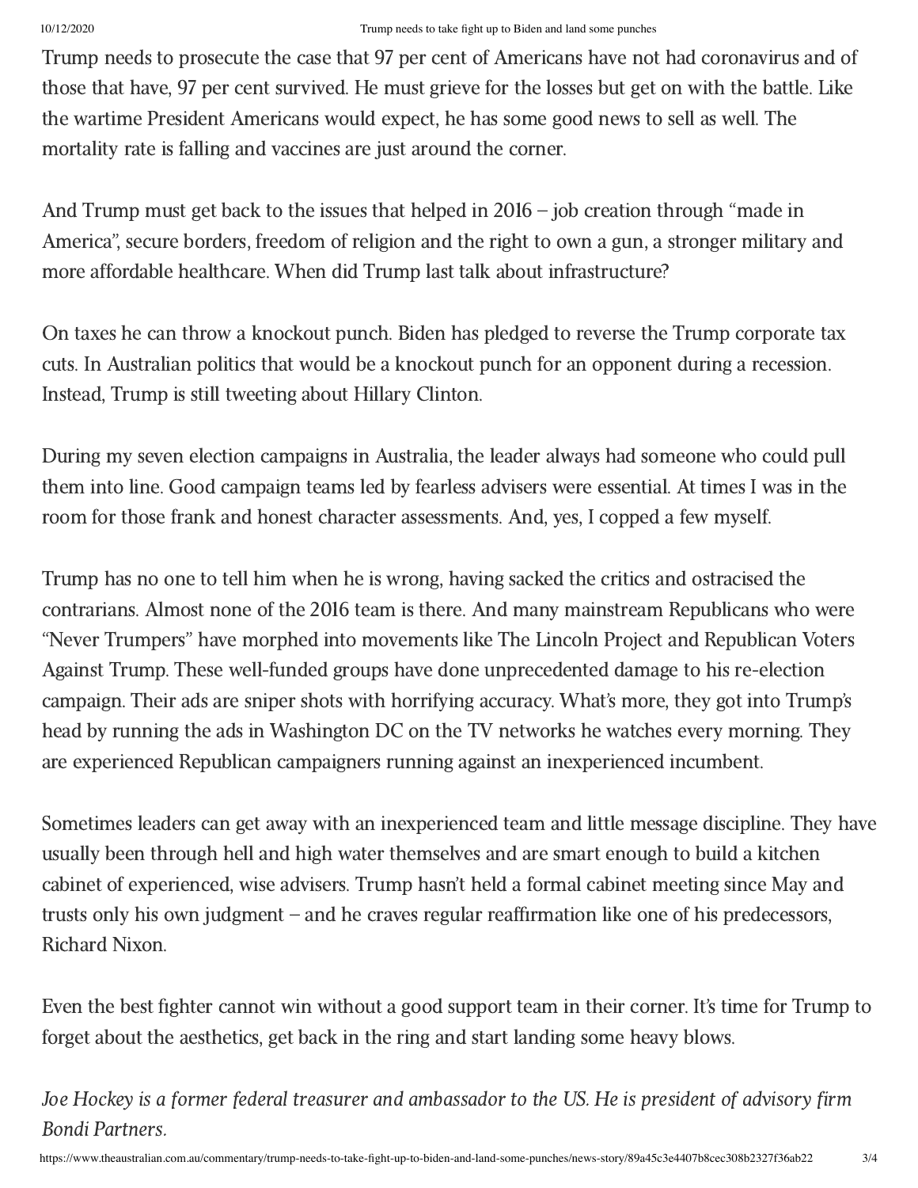Trump needs to prosecute the case that 97 per cent of Americans have not had coronavirus and of those that have, 97 per cent survived. He must grieve for the losses but get on with the battle. Like the wartime President Americans would expect, he has some good news to sell as well. The mortality rate is falling and vaccines are just around the corner.

And Trump must get back to the issues that helped in 2016 – job creation through "made in America", secure borders, freedom of religion and the right to own a gun, a stronger military and more affordable healthcare. When did Trump last talk about infrastructure?

On taxes he can throw a knockout punch. Biden has pledged to reverse the Trump corporate tax cuts. In Australian politics that would be a knockout punch for an opponent during a recession. Instead, Trump is still tweeting about Hillary Clinton.

During my seven election campaigns in Australia, the leader always had someone who could pull them into line. Good campaign teams led by fearless advisers were essential. At times I was in the room for those frank and honest character assessments. And, yes, I copped a few myself.

Trump has no one to tell him when he is wrong, having sacked the critics and ostracised the contrarians. Almost none of the 2016 team is there. And many mainstream Republicans who were "Never Trumpers" have morphed into movements like The Lincoln Project and Republican Voters Against Trump. These well-funded groups have done unprecedented damage to his re-election campaign. Their ads are sniper shots with horrifying accuracy. What's more, they got into Trump's head by running the ads in Washington DC on the TV networks he watches every morning. They are experienced Republican campaigners running against an inexperienced incumbent.

Sometimes leaders can get away with an inexperienced team and little message discipline. They have usually been through hell and high water themselves and are smart enough to build a kitchen cabinet of experienced, wise advisers. Trump hasn't held a formal cabinet meeting since May and trusts only his own judgment – and he craves regular reaffirmation like one of his predecessors, Richard Nixon.

Even the best fighter cannot win without a good support team in their corner. It's time for Trump to forget about the aesthetics, get back in the ring and start landing some heavy blows.

*Joe Hockey is a former federal treasurer and ambassador to the US. He is president of advisory firm Bondi Partners.*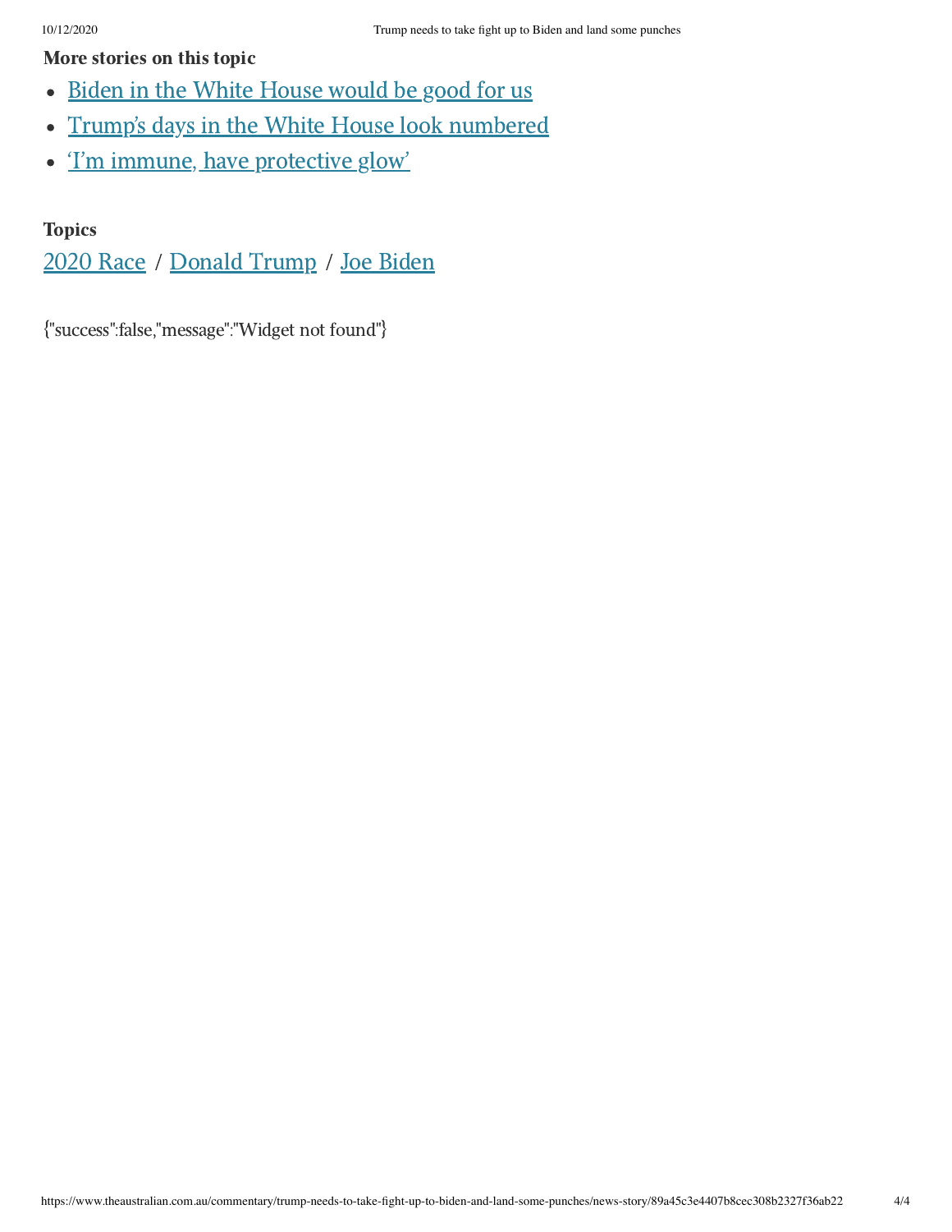**More stories on this topic**

- Biden in the White House would be good for us
- Trump's days in the White House look numbered
- 'I'm immune, have protective glow'

**Topics**

2020 Race / Donald Trump / Joe Biden

{"success":false,"message":"Widget not found"}